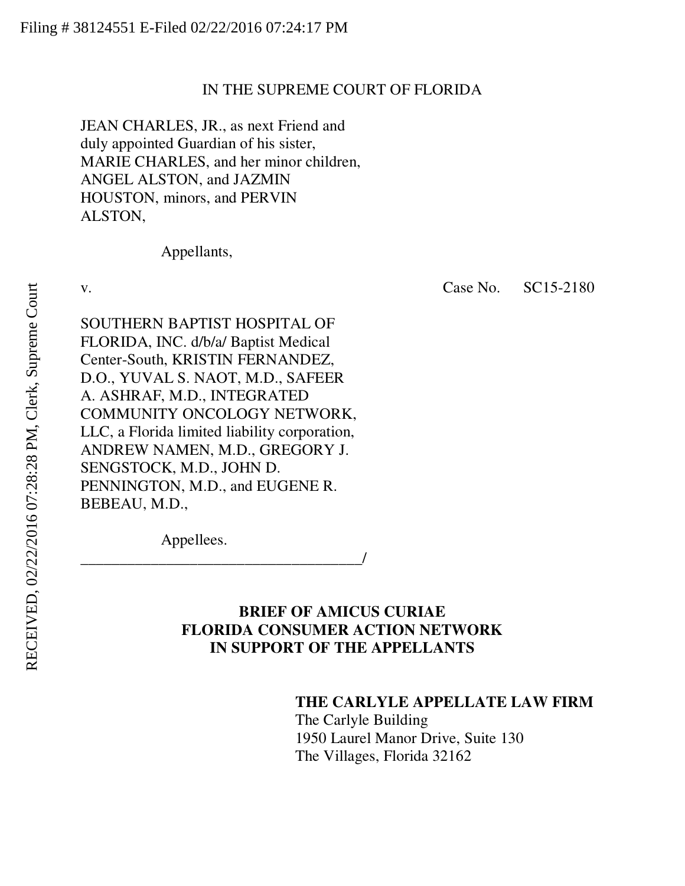Filing # 38124551 E-Filed 02/22/2016 07:24:17 PM

RECEIVED, 02/22/2016 07:28:28 PM, Clerk, Supreme Court

IN THE SUPREME COURT OF FLORIDA

JEAN CHARLES, JR., as next Friend and duly appointed Guardian of his sister, MARIE CHARLES, and her minor children, ANGEL ALSTON, and JAZMIN HOUSTON, minors, and PERVIN ALSTON,

Appellants,

v. Case No. SC15-2180

SOUTHERN BAPTIST HOSPITAL OF FLORIDA, INC. d/b/a/ Baptist Medical Center-South, KRISTIN FERNANDEZ, D.O., YUVAL S. NAOT, M.D., SAFEER A. ASHRAF, M.D., INTEGRATED COMMUNITY ONCOLOGY NETWORK, LLC, a Florida limited liability corporation, ANDREW NAMEN, M.D., GREGORY J. SENGSTOCK, M.D., JOHN D. PENNINGTON, M.D., and EUGENE R. BEBEAU, M.D.,

Appellees.

_____________________________________/

**BRIEF OF AMICUS CURIAE**
**FLORIDA CONSUMER ACTION NETWORK**
**IN SUPPORT OF THE APPELLANTS**

**THE CARLYLE APPELLATE LAW FIRM**
The Carlyle Building
1950 Laurel Manor Drive, Suite 130
The Villages, Florida 32162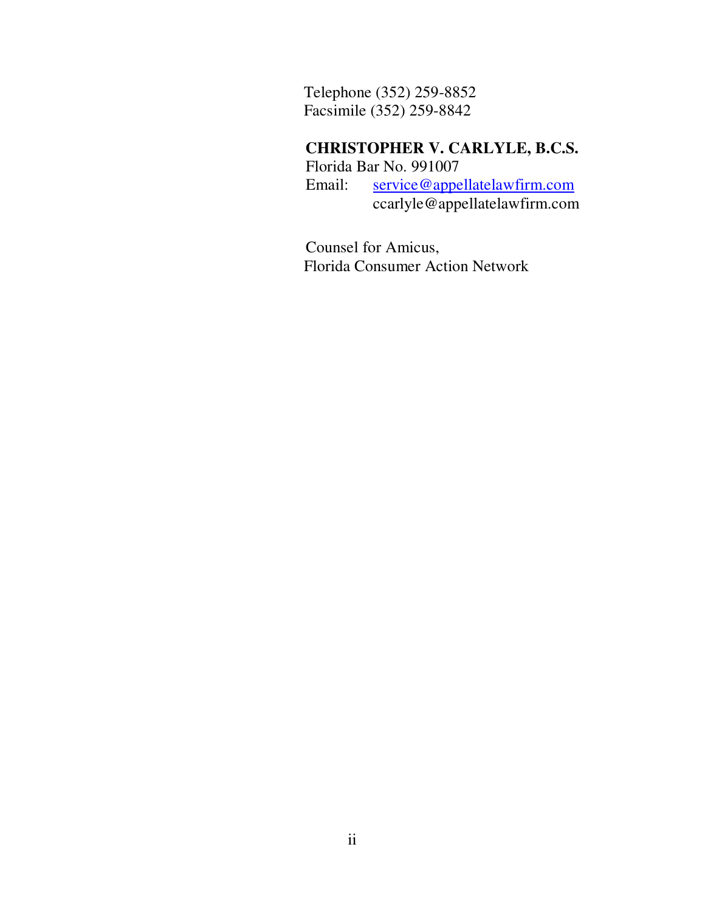Telephone (352) 259-8852
Facsimile (352) 259-8842

**CHRISTOPHER V. CARLYLE, B.C.S.**
Florida Bar No. 991007
Email: service@appellatelawfirm.com
ccarlyle@appellatelawfirm.com

Counsel for Amicus,
Florida Consumer Action Network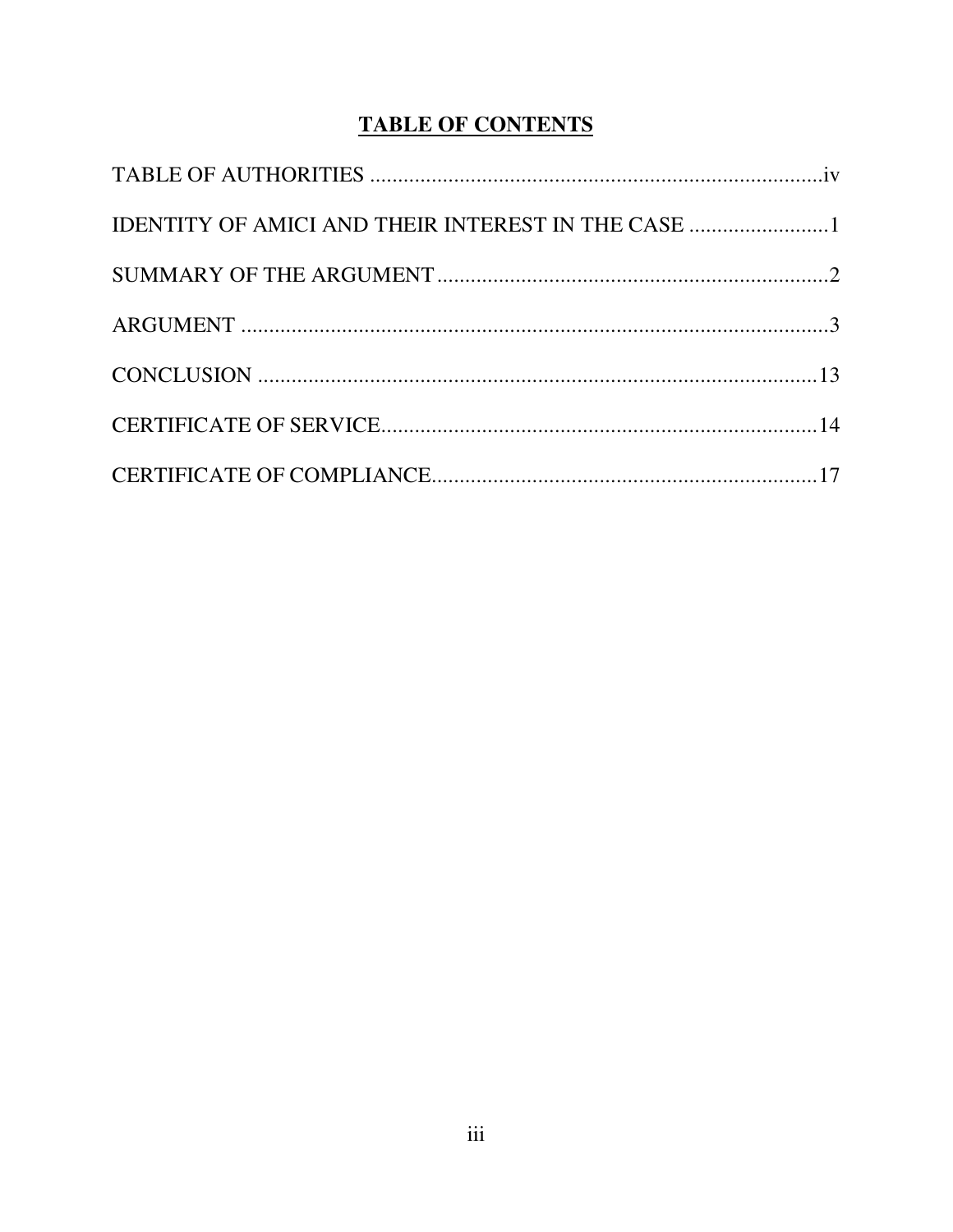## TABLE OF CONTENTS

| | |
|---|---|
| TABLE OF AUTHORITIES | iv |
| IDENTITY OF AMICI AND THEIR INTEREST IN THE CASE | 1 |
| SUMMARY OF THE ARGUMENT | 2 |
| ARGUMENT | 3 |
| CONCLUSION | 13 |
| CERTIFICATE OF SERVICE | 14 |
| CERTIFICATE OF COMPLIANCE | 17 |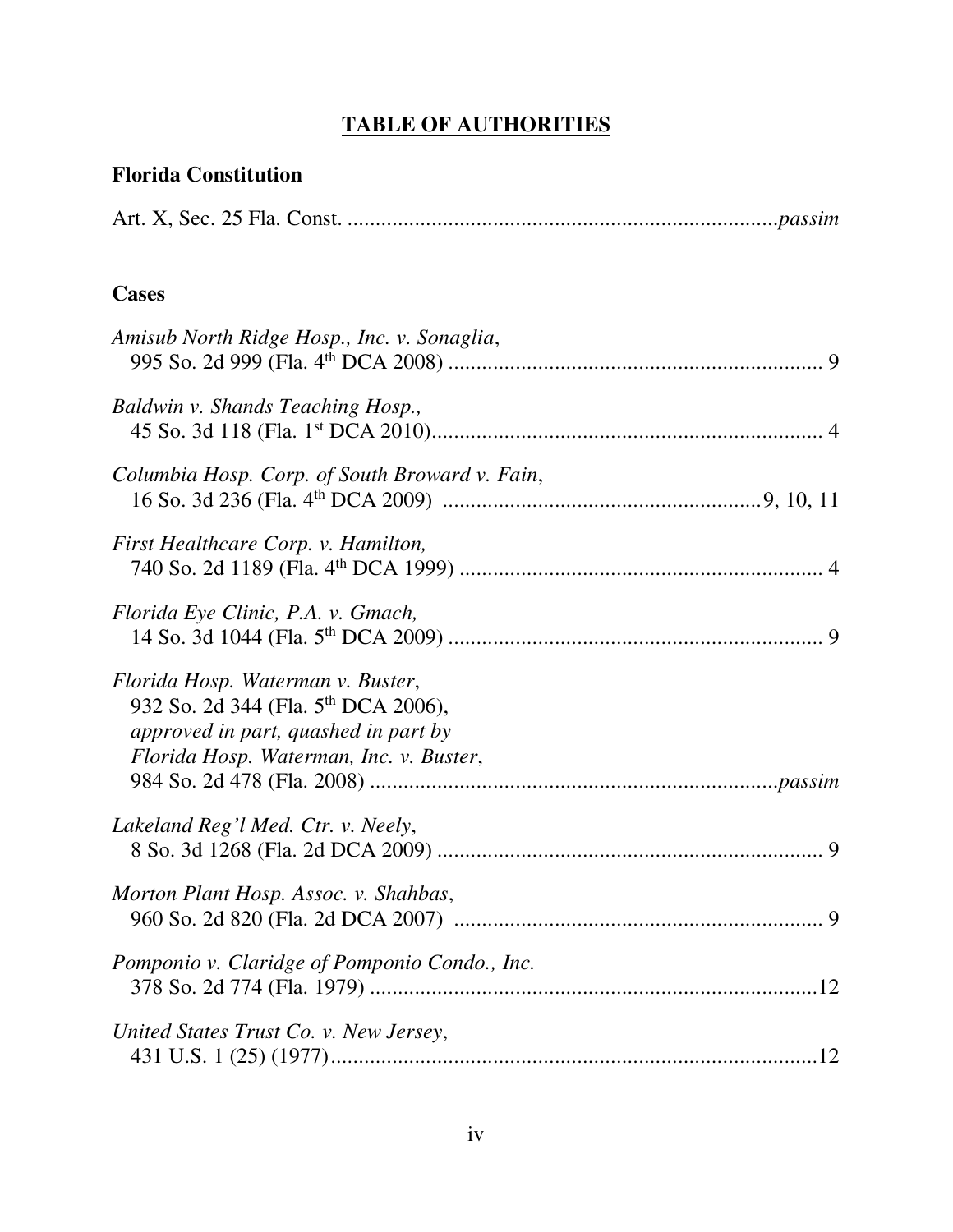# TABLE OF AUTHORITIES

## Florida Constitution

Art. X, Sec. 25 Fla. Const. ............................................................................*passim*

## Cases

*Amisub North Ridge Hosp., Inc. v. Sonaglia*,
995 So. 2d 999 (Fla. 4th DCA 2008) .................................................................. 9

*Baldwin v. Shands Teaching Hosp.,*
45 So. 3d 118 (Fla. 1st DCA 2010)...................................................................... 4

*Columbia Hosp. Corp. of South Broward v. Fain*,
16 So. 3d 236 (Fla. 4th DCA 2009) ........................................................9, 10, 11

*First Healthcare Corp. v. Hamilton,*
740 So. 2d 1189 (Fla. 4th DCA 1999) ................................................................ 4

*Florida Eye Clinic, P.A. v. Gmach,*
14 So. 3d 1044 (Fla. 5th DCA 2009) .................................................................. 9

*Florida Hosp. Waterman v. Buster*,
932 So. 2d 344 (Fla. 5th DCA 2006),
*approved in part, quashed in part by*
*Florida Hosp. Waterman, Inc. v. Buster*,
984 So. 2d 478 (Fla. 2008) ........................................................................*passim*

*Lakeland Reg'l Med. Ctr. v. Neely*,
8 So. 3d 1268 (Fla. 2d DCA 2009) ...................................................................... 9

*Morton Plant Hosp. Assoc. v. Shahbas*,
960 So. 2d 820 (Fla. 2d DCA 2007) ................................................................... 9

*Pomponio v. Claridge of Pomponio Condo., Inc.*
378 So. 2d 774 (Fla. 1979) ................................................................................12

*United States Trust Co. v. New Jersey*,
431 U.S. 1 (25) (1977).......................................................................................12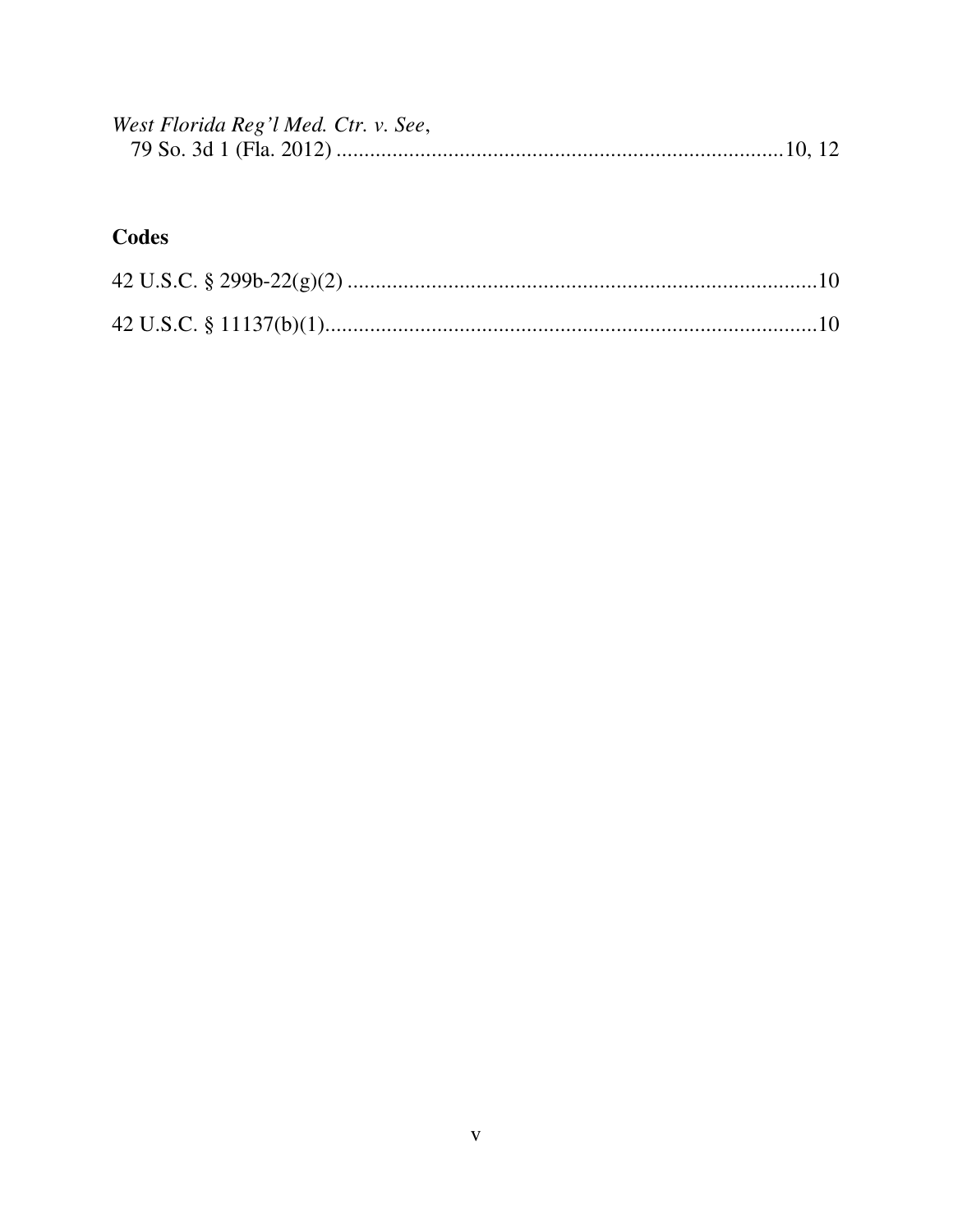*West Florida Reg'l Med. Ctr. v. See*,
79 So. 3d 1 (Fla. 2012) ................................................................................10, 12

## Codes

42 U.S.C. § 299b-22(g)(2) ....................................................................................10

42 U.S.C. § 11137(b)(1).........................................................................................10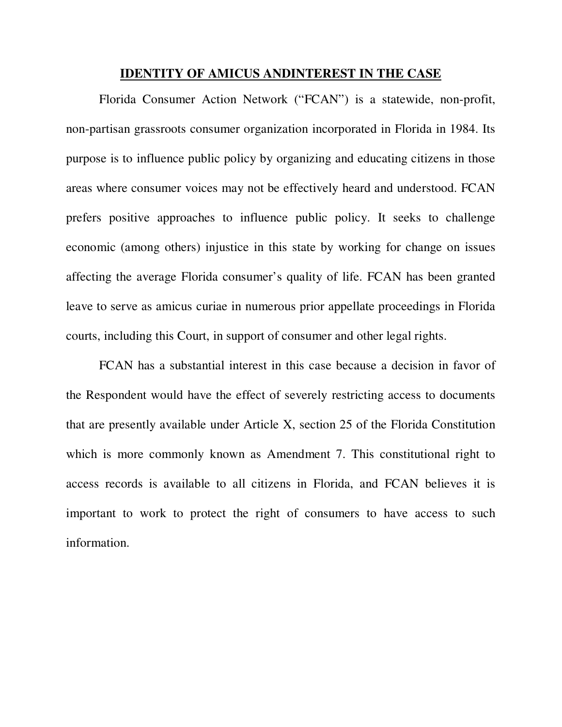## IDENTITY OF AMICUS ANDINTEREST IN THE CASE

Florida Consumer Action Network ("FCAN") is a statewide, non-profit, non-partisan grassroots consumer organization incorporated in Florida in 1984. Its purpose is to influence public policy by organizing and educating citizens in those areas where consumer voices may not be effectively heard and understood. FCAN prefers positive approaches to influence public policy. It seeks to challenge economic (among others) injustice in this state by working for change on issues affecting the average Florida consumer's quality of life. FCAN has been granted leave to serve as amicus curiae in numerous prior appellate proceedings in Florida courts, including this Court, in support of consumer and other legal rights.

FCAN has a substantial interest in this case because a decision in favor of the Respondent would have the effect of severely restricting access to documents that are presently available under Article X, section 25 of the Florida Constitution which is more commonly known as Amendment 7. This constitutional right to access records is available to all citizens in Florida, and FCAN believes it is important to work to protect the right of consumers to have access to such information.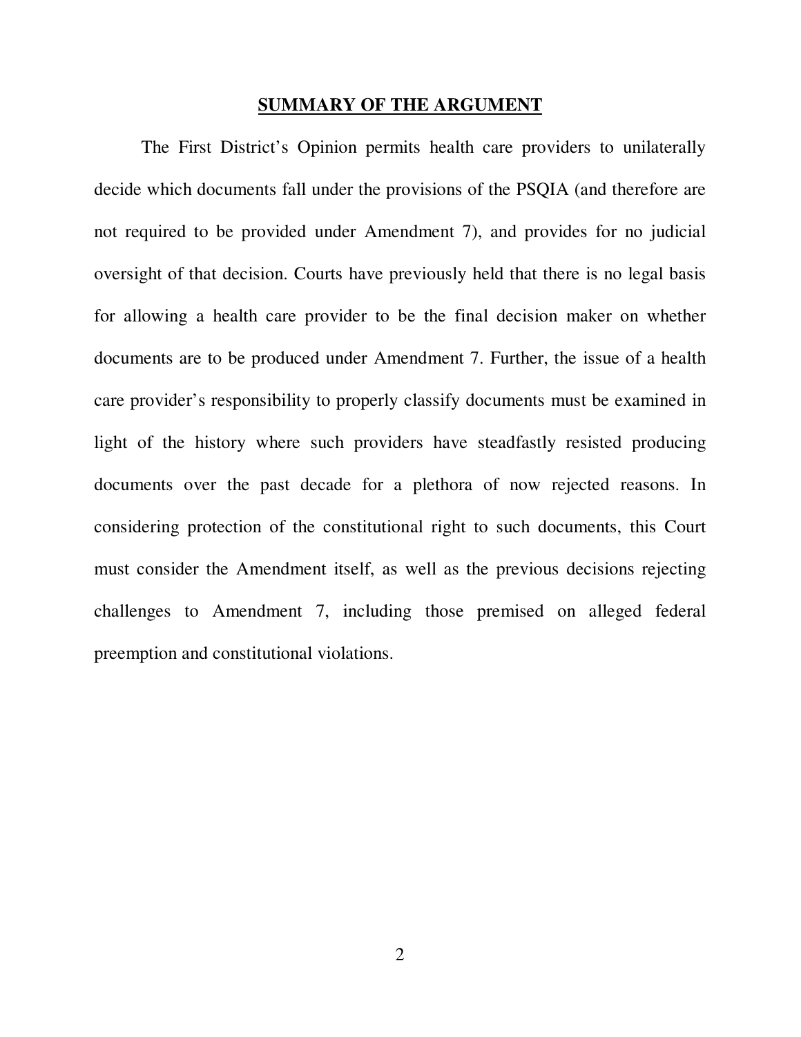## SUMMARY OF THE ARGUMENT

The First District's Opinion permits health care providers to unilaterally decide which documents fall under the provisions of the PSQIA (and therefore are not required to be provided under Amendment 7), and provides for no judicial oversight of that decision. Courts have previously held that there is no legal basis for allowing a health care provider to be the final decision maker on whether documents are to be produced under Amendment 7. Further, the issue of a health care provider's responsibility to properly classify documents must be examined in light of the history where such providers have steadfastly resisted producing documents over the past decade for a plethora of now rejected reasons. In considering protection of the constitutional right to such documents, this Court must consider the Amendment itself, as well as the previous decisions rejecting challenges to Amendment 7, including those premised on alleged federal preemption and constitutional violations.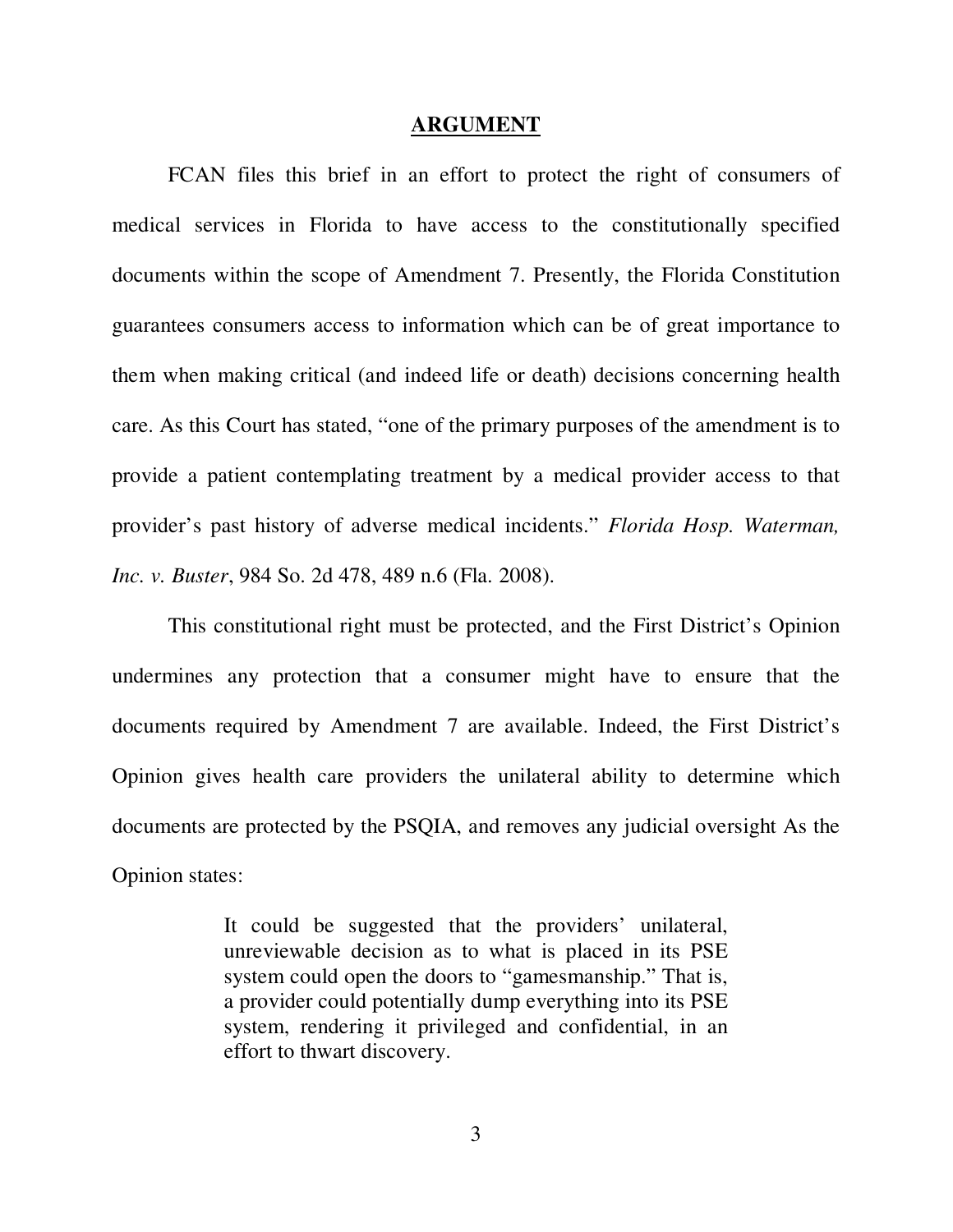## ARGUMENT

FCAN files this brief in an effort to protect the right of consumers of medical services in Florida to have access to the constitutionally specified documents within the scope of Amendment 7. Presently, the Florida Constitution guarantees consumers access to information which can be of great importance to them when making critical (and indeed life or death) decisions concerning health care. As this Court has stated, "one of the primary purposes of the amendment is to provide a patient contemplating treatment by a medical provider access to that provider's past history of adverse medical incidents." *Florida Hosp. Waterman, Inc. v. Buster*, 984 So. 2d 478, 489 n.6 (Fla. 2008).

This constitutional right must be protected, and the First District's Opinion undermines any protection that a consumer might have to ensure that the documents required by Amendment 7 are available. Indeed, the First District's Opinion gives health care providers the unilateral ability to determine which documents are protected by the PSQIA, and removes any judicial oversight As the Opinion states:

> It could be suggested that the providers' unilateral, unreviewable decision as to what is placed in its PSE system could open the doors to "gamesmanship." That is, a provider could potentially dump everything into its PSE system, rendering it privileged and confidential, in an effort to thwart discovery.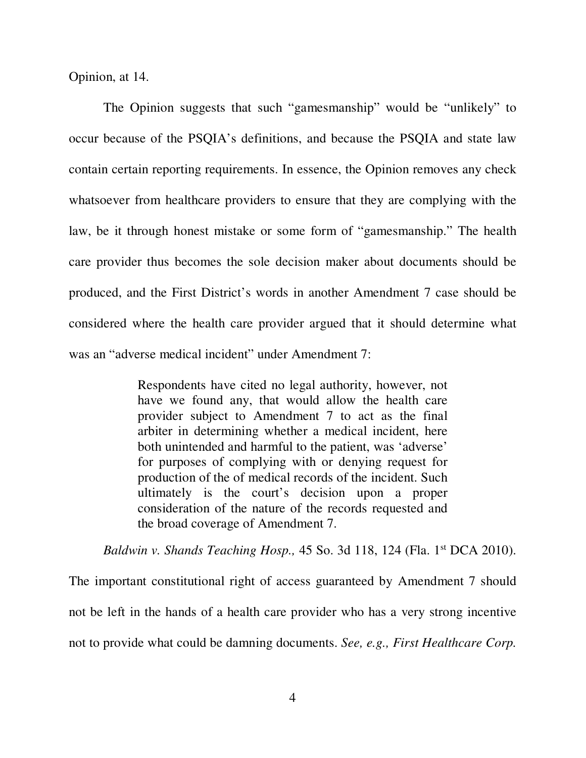Opinion, at 14.

The Opinion suggests that such "gamesmanship" would be "unlikely" to occur because of the PSQIA's definitions, and because the PSQIA and state law contain certain reporting requirements. In essence, the Opinion removes any check whatsoever from healthcare providers to ensure that they are complying with the law, be it through honest mistake or some form of "gamesmanship." The health care provider thus becomes the sole decision maker about documents should be produced, and the First District's words in another Amendment 7 case should be considered where the health care provider argued that it should determine what was an "adverse medical incident" under Amendment 7:

> Respondents have cited no legal authority, however, not have we found any, that would allow the health care provider subject to Amendment 7 to act as the final arbiter in determining whether a medical incident, here both unintended and harmful to the patient, was 'adverse' for purposes of complying with or denying request for production of the of medical records of the incident. Such ultimately is the court's decision upon a proper consideration of the nature of the records requested and the broad coverage of Amendment 7.

*Baldwin v. Shands Teaching Hosp.,* 45 So. 3d 118, 124 (Fla. 1st DCA 2010). The important constitutional right of access guaranteed by Amendment 7 should not be left in the hands of a health care provider who has a very strong incentive not to provide what could be damning documents. *See, e.g., First Healthcare Corp.*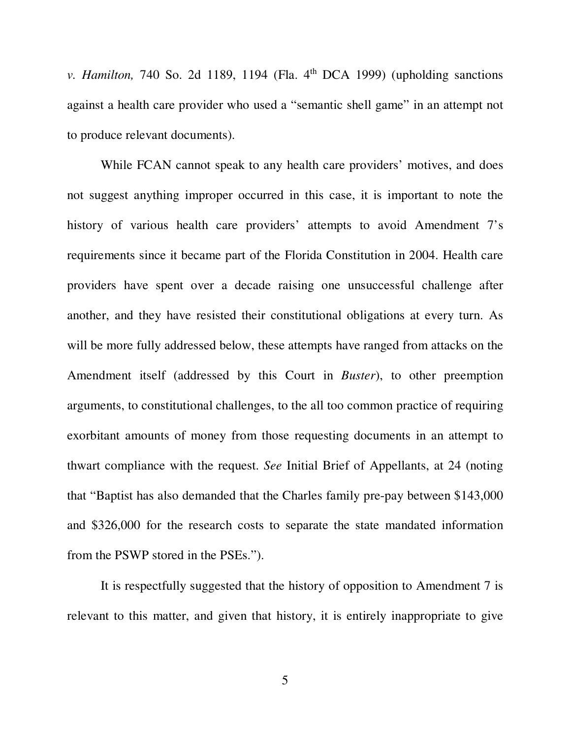*v. Hamilton,* 740 So. 2d 1189, 1194 (Fla. 4th DCA 1999) (upholding sanctions against a health care provider who used a "semantic shell game" in an attempt not to produce relevant documents).

While FCAN cannot speak to any health care providers' motives, and does not suggest anything improper occurred in this case, it is important to note the history of various health care providers' attempts to avoid Amendment 7's requirements since it became part of the Florida Constitution in 2004. Health care providers have spent over a decade raising one unsuccessful challenge after another, and they have resisted their constitutional obligations at every turn. As will be more fully addressed below, these attempts have ranged from attacks on the Amendment itself (addressed by this Court in *Buster*), to other preemption arguments, to constitutional challenges, to the all too common practice of requiring exorbitant amounts of money from those requesting documents in an attempt to thwart compliance with the request. *See* Initial Brief of Appellants, at 24 (noting that "Baptist has also demanded that the Charles family pre-pay between $143,000 and $326,000 for the research costs to separate the state mandated information from the PSWP stored in the PSEs.").

It is respectfully suggested that the history of opposition to Amendment 7 is relevant to this matter, and given that history, it is entirely inappropriate to give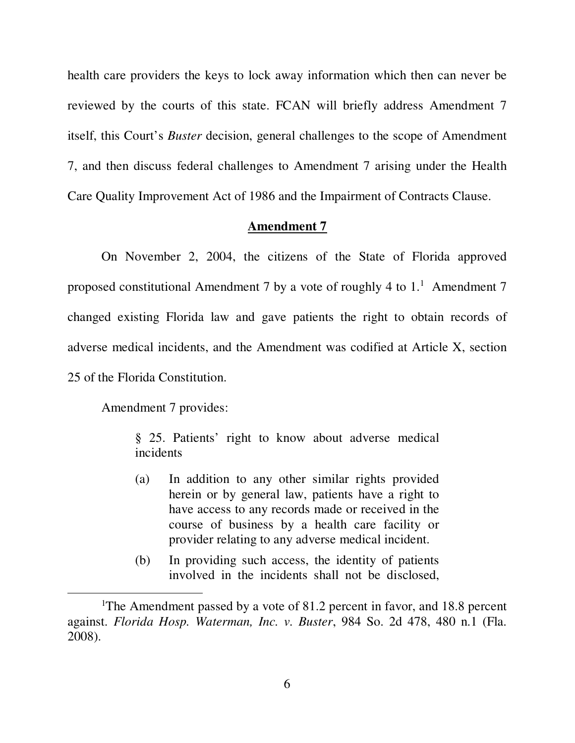health care providers the keys to lock away information which then can never be reviewed by the courts of this state. FCAN will briefly address Amendment 7 itself, this Court's *Buster* decision, general challenges to the scope of Amendment 7, and then discuss federal challenges to Amendment 7 arising under the Health Care Quality Improvement Act of 1986 and the Impairment of Contracts Clause.

## Amendment 7

On November 2, 2004, the citizens of the State of Florida approved proposed constitutional Amendment 7 by a vote of roughly 4 to 1.[1] Amendment 7 changed existing Florida law and gave patients the right to obtain records of adverse medical incidents, and the Amendment was codified at Article X, section 25 of the Florida Constitution.

Amendment 7 provides:

> § 25. Patients' right to know about adverse medical incidents
>
> (a) In addition to any other similar rights provided herein or by general law, patients have a right to have access to any records made or received in the course of business by a health care facility or provider relating to any adverse medical incident.
>
> (b) In providing such access, the identity of patients involved in the incidents shall not be disclosed,

---

[1]The Amendment passed by a vote of 81.2 percent in favor, and 18.8 percent against. *Florida Hosp. Waterman, Inc. v. Buster*, 984 So. 2d 478, 480 n.1 (Fla. 2008).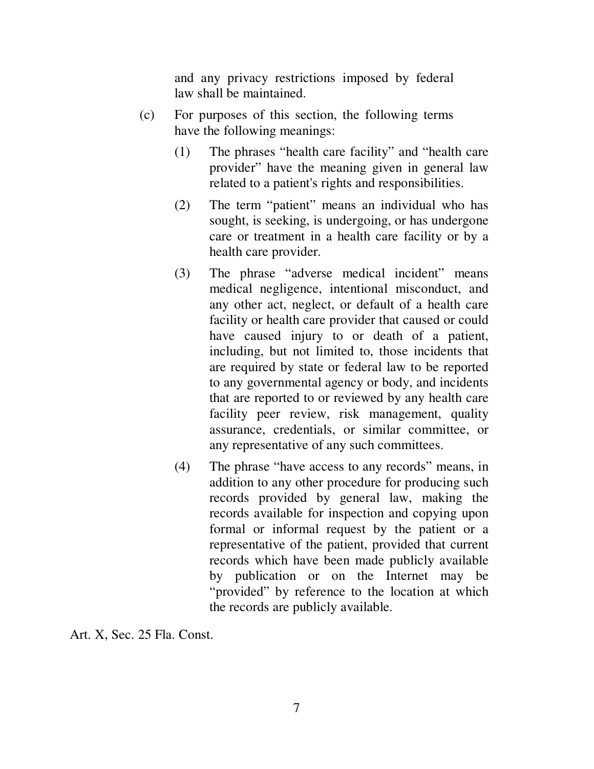and any privacy restrictions imposed by federal law shall be maintained.

(c) For purposes of this section, the following terms have the following meanings:

(1) The phrases "health care facility" and "health care provider" have the meaning given in general law related to a patient's rights and responsibilities.

(2) The term "patient" means an individual who has sought, is seeking, is undergoing, or has undergone care or treatment in a health care facility or by a health care provider.

(3) The phrase "adverse medical incident" means medical negligence, intentional misconduct, and any other act, neglect, or default of a health care facility or health care provider that caused or could have caused injury to or death of a patient, including, but not limited to, those incidents that are required by state or federal law to be reported to any governmental agency or body, and incidents that are reported to or reviewed by any health care facility peer review, risk management, quality assurance, credentials, or similar committee, or any representative of any such committees.

(4) The phrase "have access to any records" means, in addition to any other procedure for producing such records provided by general law, making the records available for inspection and copying upon formal or informal request by the patient or a representative of the patient, provided that current records which have been made publicly available by publication or on the Internet may be "provided" by reference to the location at which the records are publicly available.

Art. X, Sec. 25 Fla. Const.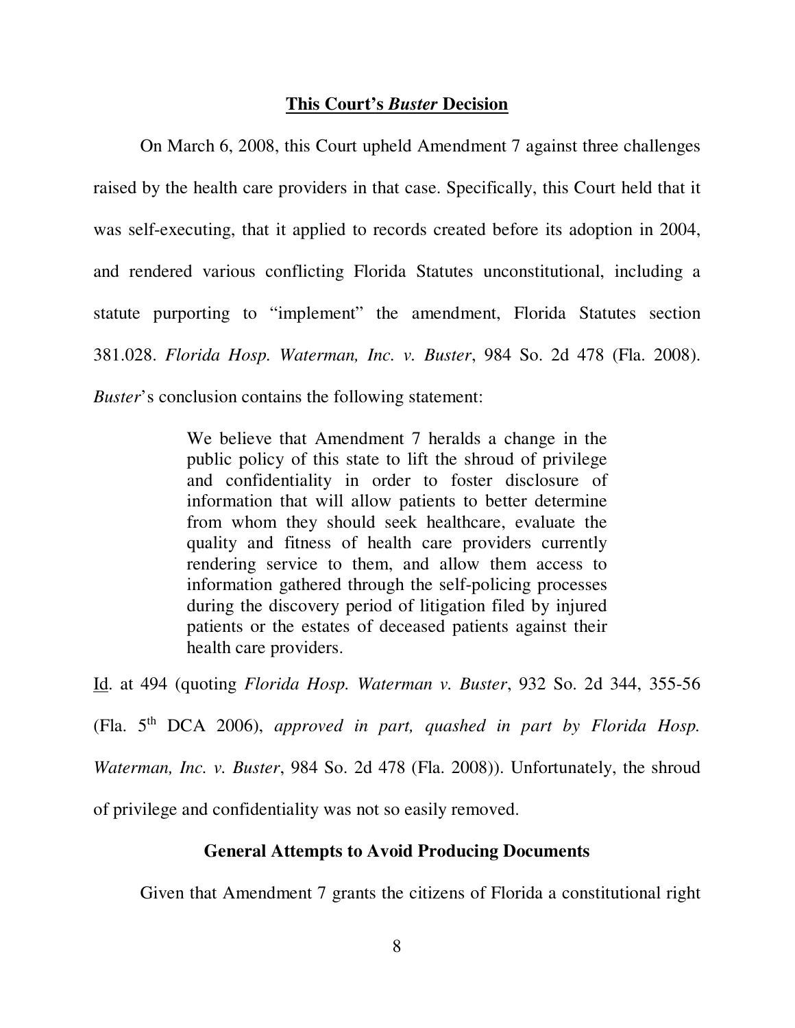## This Court's *Buster* Decision

On March 6, 2008, this Court upheld Amendment 7 against three challenges raised by the health care providers in that case. Specifically, this Court held that it was self-executing, that it applied to records created before its adoption in 2004, and rendered various conflicting Florida Statutes unconstitutional, including a statute purporting to "implement" the amendment, Florida Statutes section 381.028. *Florida Hosp. Waterman, Inc. v. Buster*, 984 So. 2d 478 (Fla. 2008). *Buster*'s conclusion contains the following statement:

> We believe that Amendment 7 heralds a change in the public policy of this state to lift the shroud of privilege and confidentiality in order to foster disclosure of information that will allow patients to better determine from whom they should seek healthcare, evaluate the quality and fitness of health care providers currently rendering service to them, and allow them access to information gathered through the self-policing processes during the discovery period of litigation filed by injured patients or the estates of deceased patients against their health care providers.

Id. at 494 (quoting *Florida Hosp. Waterman v. Buster*, 932 So. 2d 344, 355-56 (Fla. 5th DCA 2006), *approved in part, quashed in part by Florida Hosp. Waterman, Inc. v. Buster*, 984 So. 2d 478 (Fla. 2008)). Unfortunately, the shroud of privilege and confidentiality was not so easily removed.

### General Attempts to Avoid Producing Documents

Given that Amendment 7 grants the citizens of Florida a constitutional right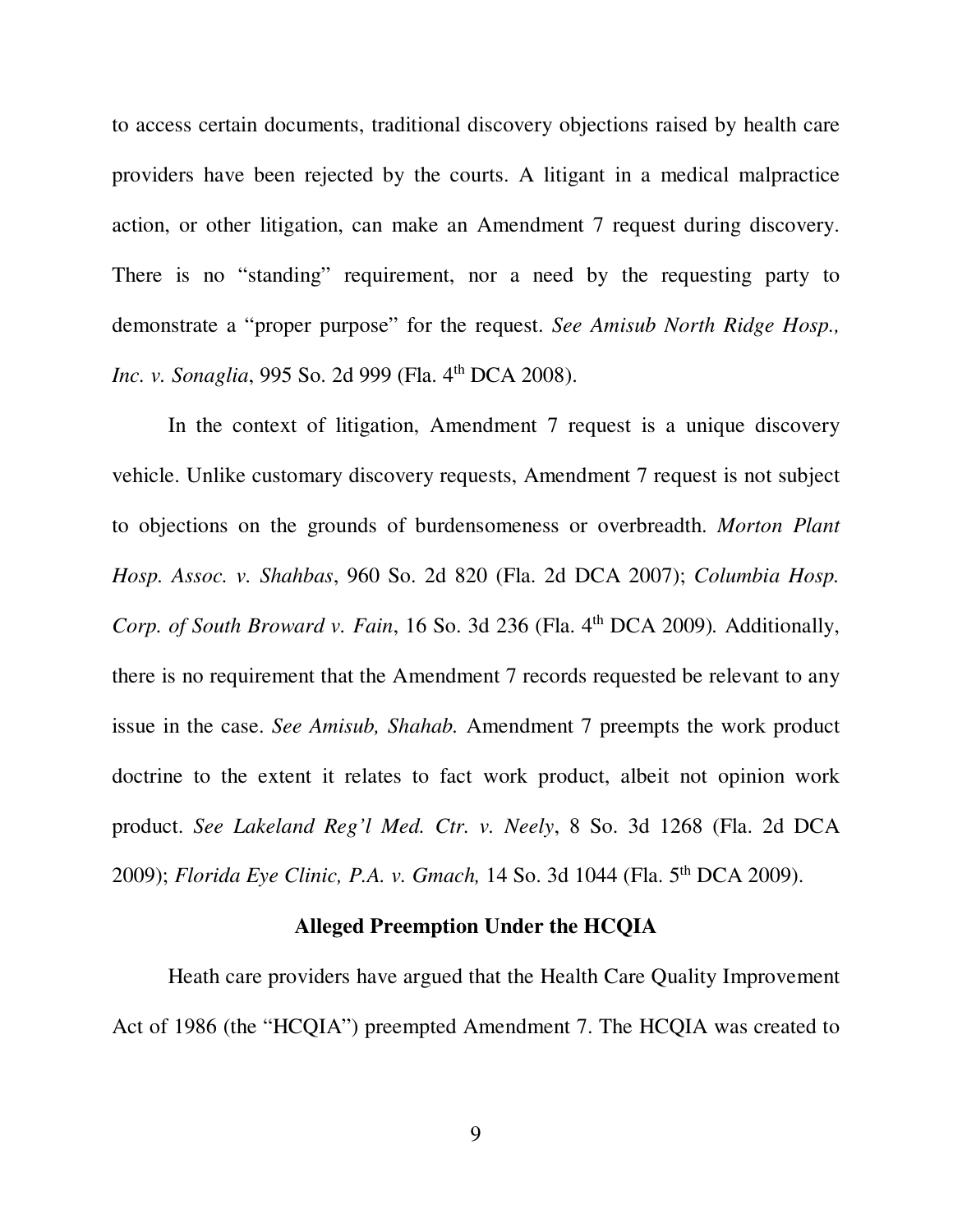to access certain documents, traditional discovery objections raised by health care providers have been rejected by the courts. A litigant in a medical malpractice action, or other litigation, can make an Amendment 7 request during discovery. There is no "standing" requirement, nor a need by the requesting party to demonstrate a "proper purpose" for the request. *See Amisub North Ridge Hosp., Inc. v. Sonaglia*, 995 So. 2d 999 (Fla. 4th DCA 2008).

In the context of litigation, Amendment 7 request is a unique discovery vehicle. Unlike customary discovery requests, Amendment 7 request is not subject to objections on the grounds of burdensomeness or overbreadth. *Morton Plant Hosp. Assoc. v. Shahbas*, 960 So. 2d 820 (Fla. 2d DCA 2007); *Columbia Hosp. Corp. of South Broward v. Fain*, 16 So. 3d 236 (Fla. 4th DCA 2009). Additionally, there is no requirement that the Amendment 7 records requested be relevant to any issue in the case. *See Amisub, Shahab.* Amendment 7 preempts the work product doctrine to the extent it relates to fact work product, albeit not opinion work product. *See Lakeland Reg'l Med. Ctr. v. Neely*, 8 So. 3d 1268 (Fla. 2d DCA 2009); *Florida Eye Clinic, P.A. v. Gmach,* 14 So. 3d 1044 (Fla. 5th DCA 2009).

**Alleged Preemption Under the HCQIA**

Heath care providers have argued that the Health Care Quality Improvement Act of 1986 (the "HCQIA") preempted Amendment 7. The HCQIA was created to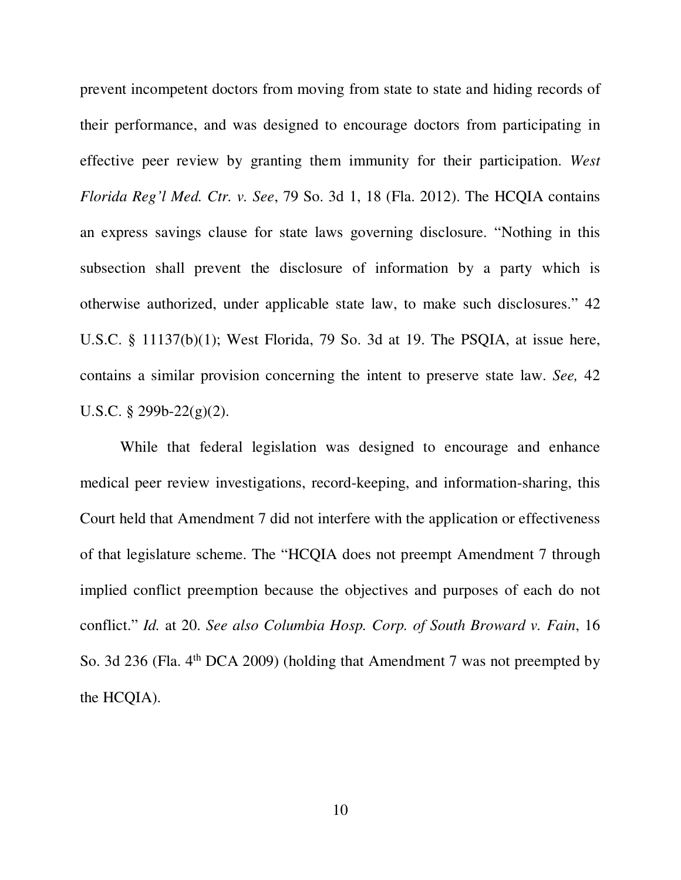prevent incompetent doctors from moving from state to state and hiding records of their performance, and was designed to encourage doctors from participating in effective peer review by granting them immunity for their participation. *West Florida Reg'l Med. Ctr. v. See*, 79 So. 3d 1, 18 (Fla. 2012). The HCQIA contains an express savings clause for state laws governing disclosure. "Nothing in this subsection shall prevent the disclosure of information by a party which is otherwise authorized, under applicable state law, to make such disclosures." 42 U.S.C. § 11137(b)(1); West Florida, 79 So. 3d at 19. The PSQIA, at issue here, contains a similar provision concerning the intent to preserve state law. *See,* 42 U.S.C. § 299b-22(g)(2).

While that federal legislation was designed to encourage and enhance medical peer review investigations, record-keeping, and information-sharing, this Court held that Amendment 7 did not interfere with the application or effectiveness of that legislature scheme. The "HCQIA does not preempt Amendment 7 through implied conflict preemption because the objectives and purposes of each do not conflict." *Id.* at 20. *See also Columbia Hosp. Corp. of South Broward v. Fain*, 16 So. 3d 236 (Fla. 4th DCA 2009) (holding that Amendment 7 was not preempted by the HCQIA).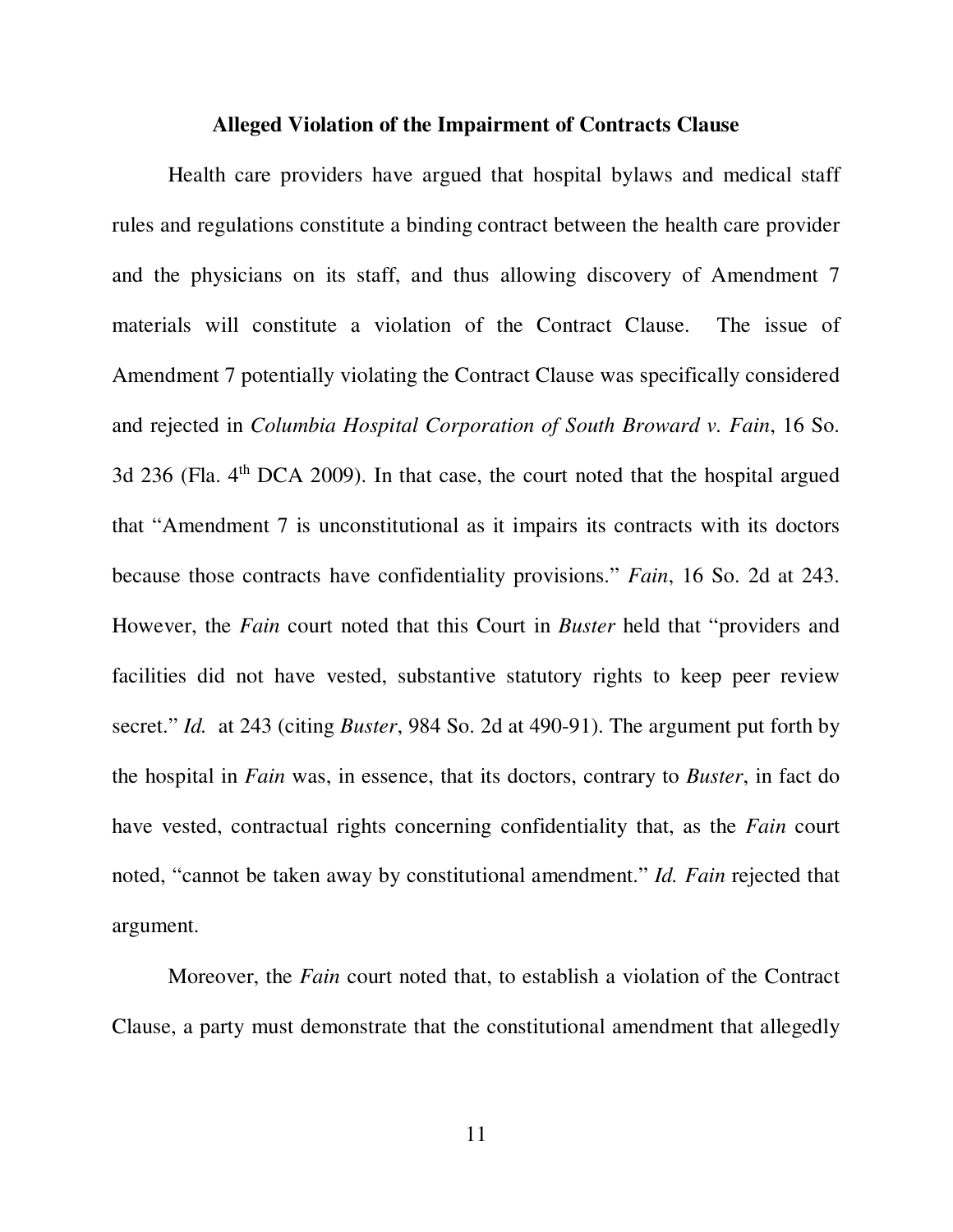**Alleged Violation of the Impairment of Contracts Clause**

Health care providers have argued that hospital bylaws and medical staff rules and regulations constitute a binding contract between the health care provider and the physicians on its staff, and thus allowing discovery of Amendment 7 materials will constitute a violation of the Contract Clause. The issue of Amendment 7 potentially violating the Contract Clause was specifically considered and rejected in *Columbia Hospital Corporation of South Broward v. Fain*, 16 So. 3d 236 (Fla. 4th DCA 2009). In that case, the court noted that the hospital argued that "Amendment 7 is unconstitutional as it impairs its contracts with its doctors because those contracts have confidentiality provisions." *Fain*, 16 So. 2d at 243. However, the *Fain* court noted that this Court in *Buster* held that "providers and facilities did not have vested, substantive statutory rights to keep peer review secret." *Id.* at 243 (citing *Buster*, 984 So. 2d at 490-91). The argument put forth by the hospital in *Fain* was, in essence, that its doctors, contrary to *Buster*, in fact do have vested, contractual rights concerning confidentiality that, as the *Fain* court noted, "cannot be taken away by constitutional amendment." *Id. Fain* rejected that argument.

Moreover, the *Fain* court noted that, to establish a violation of the Contract Clause, a party must demonstrate that the constitutional amendment that allegedly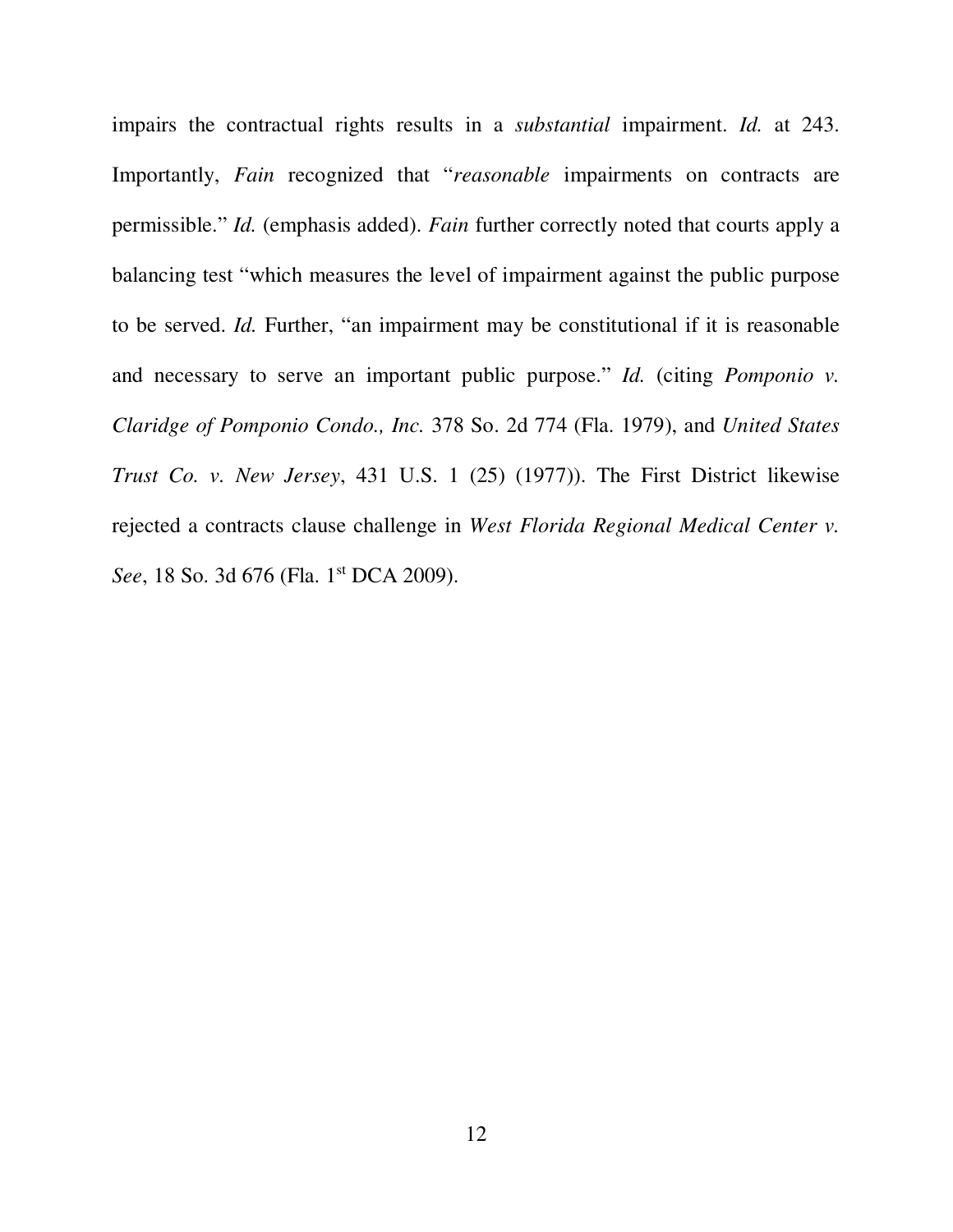impairs the contractual rights results in a *substantial* impairment. *Id.* at 243. Importantly, *Fain* recognized that "*reasonable* impairments on contracts are permissible." *Id.* (emphasis added). *Fain* further correctly noted that courts apply a balancing test "which measures the level of impairment against the public purpose to be served. *Id.* Further, "an impairment may be constitutional if it is reasonable and necessary to serve an important public purpose." *Id.* (citing *Pomponio v. Claridge of Pomponio Condo., Inc.* 378 So. 2d 774 (Fla. 1979), and *United States Trust Co. v. New Jersey*, 431 U.S. 1 (25) (1977)). The First District likewise rejected a contracts clause challenge in *West Florida Regional Medical Center v. See*, 18 So. 3d 676 (Fla. 1st DCA 2009).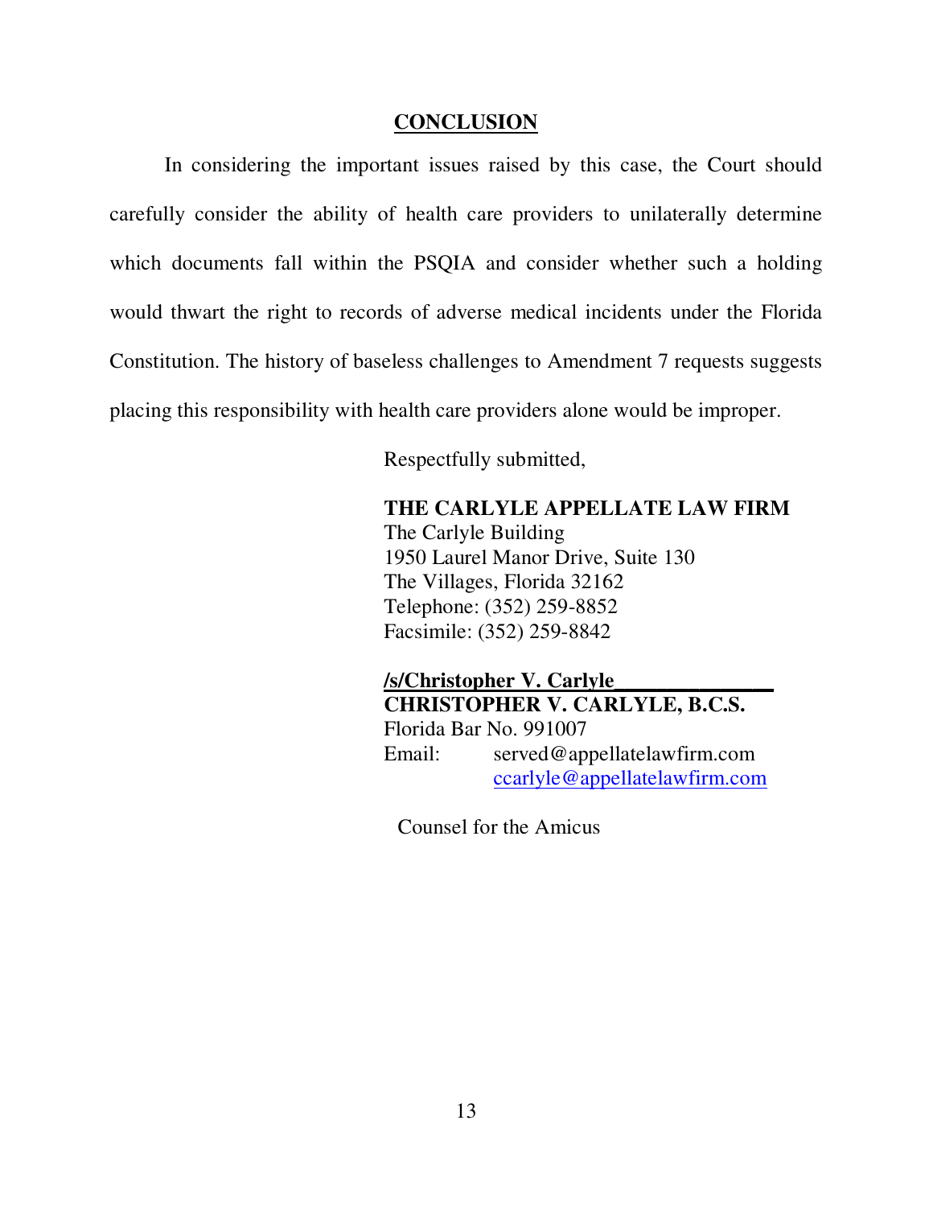## CONCLUSION

In considering the important issues raised by this case, the Court should carefully consider the ability of health care providers to unilaterally determine which documents fall within the PSQIA and consider whether such a holding would thwart the right to records of adverse medical incidents under the Florida Constitution. The history of baseless challenges to Amendment 7 requests suggests placing this responsibility with health care providers alone would be improper.

Respectfully submitted,

**THE CARLYLE APPELLATE LAW FIRM**
The Carlyle Building
1950 Laurel Manor Drive, Suite 130
The Villages, Florida 32162
Telephone: (352) 259-8852
Facsimile: (352) 259-8842

**/s/Christopher V. Carlyle**
**CHRISTOPHER V. CARLYLE, B.C.S.**
Florida Bar No. 991007
Email: served@appellatelawfirm.com
ccarlyle@appellatelawfirm.com

Counsel for the Amicus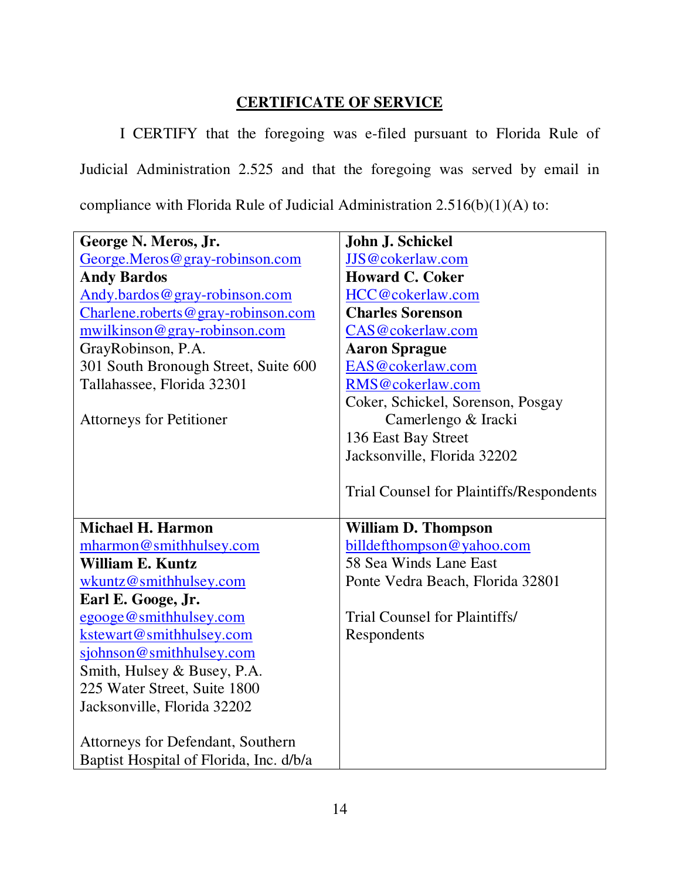## CERTIFICATE OF SERVICE

I CERTIFY that the foregoing was e-filed pursuant to Florida Rule of Judicial Administration 2.525 and that the foregoing was served by email in compliance with Florida Rule of Judicial Administration 2.516(b)(1)(A) to:

| | |
|---|---|
| **George N. Meros, Jr.**<br>George.Meros@gray-robinson.com<br>**Andy Bardos**<br>Andy.bardos@gray-robinson.com<br>Charlene.roberts@gray-robinson.com<br>mwilkinson@gray-robinson.com<br>GrayRobinson, P.A.<br>301 South Bronough Street, Suite 600<br>Tallahassee, Florida 32301<br><br>Attorneys for Petitioner | **John J. Schickel**<br>JJS@cokerlaw.com<br>**Howard C. Coker**<br>HCC@cokerlaw.com<br>**Charles Sorenson**<br>CAS@cokerlaw.com<br>**Aaron Sprague**<br>EAS@cokerlaw.com<br>RMS@cokerlaw.com<br>Coker, Schickel, Sorenson, Posgay Camerlengo & Iracki<br>136 East Bay Street<br>Jacksonville, Florida 32202<br><br>Trial Counsel for Plaintiffs/Respondents |
| **Michael H. Harmon**<br>mharmon@smithhulsey.com<br>**William E. Kuntz**<br>wkuntz@smithhulsey.com<br>**Earl E. Googe, Jr.**<br>egooge@smithhulsey.com<br>kstewart@smithhulsey.com<br>sjohnson@smithhulsey.com<br>Smith, Hulsey & Busey, P.A.<br>225 Water Street, Suite 1800<br>Jacksonville, Florida 32202<br><br>Attorneys for Defendant, Southern Baptist Hospital of Florida, Inc. d/b/a | **William D. Thompson**<br>billdefthompson@yahoo.com<br>58 Sea Winds Lane East<br>Ponte Vedra Beach, Florida 32801<br><br>Trial Counsel for Plaintiffs/ Respondents |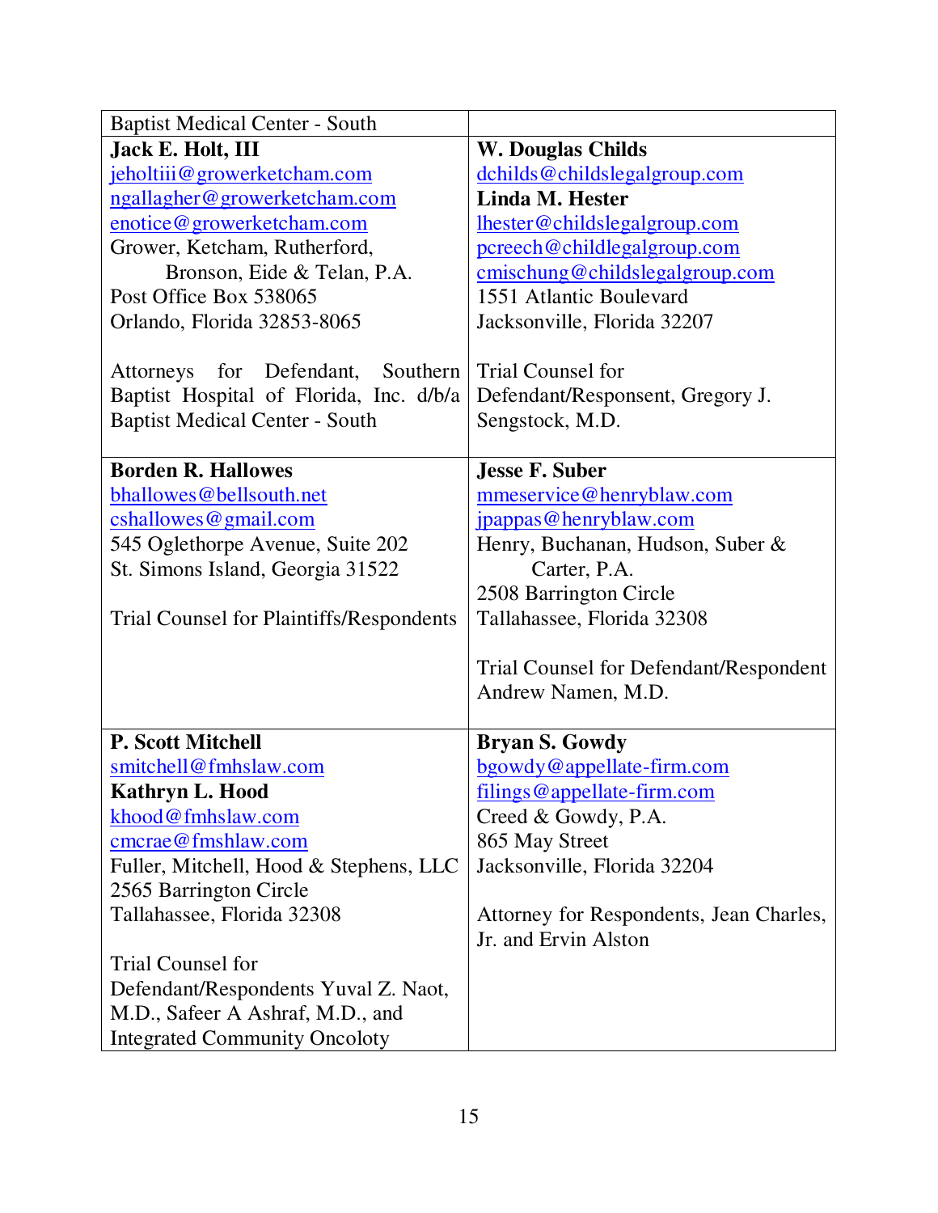| Baptist Medical Center - South | |
|---|---|
| **Jack E. Holt, III**<br>jeholtiii@growerketcham.com<br>ngallagher@growerketcham.com<br>enotice@growerketcham.com<br>Grower, Ketcham, Rutherford, Bronson, Eide & Telan, P.A.<br>Post Office Box 538065<br>Orlando, Florida 32853-8065<br><br>Attorneys for Defendant, Southern Baptist Hospital of Florida, Inc. d/b/a Baptist Medical Center - South | **W. Douglas Childs**<br>dchilds@childslegalgroup.com<br>**Linda M. Hester**<br>lhester@childslegalgroup.com<br>pcreech@childlegalgroup.com<br>cmischung@childslegalgroup.com<br>1551 Atlantic Boulevard<br>Jacksonville, Florida 32207<br><br>Trial Counsel for Defendant/Responsent, Gregory J. Sengstock, M.D. |
| **Borden R. Hallowes**<br>bhallowes@bellsouth.net<br>cshallowes@gmail.com<br>545 Oglethorpe Avenue, Suite 202<br>St. Simons Island, Georgia 31522<br><br>Trial Counsel for Plaintiffs/Respondents | **Jesse F. Suber**<br>mmeservice@henryblaw.com<br>jpappas@henryblaw.com<br>Henry, Buchanan, Hudson, Suber & Carter, P.A.<br>2508 Barrington Circle<br>Tallahassee, Florida 32308<br><br>Trial Counsel for Defendant/Respondent Andrew Namen, M.D. |
| **P. Scott Mitchell**<br>smitchell@fmhslaw.com<br>**Kathryn L. Hood**<br>khood@fmhslaw.com<br>cmcrae@fmshlaw.com<br>Fuller, Mitchell, Hood & Stephens, LLC<br>2565 Barrington Circle<br>Tallahassee, Florida 32308<br><br>Trial Counsel for Defendant/Respondents Yuval Z. Naot, M.D., Safeer A Ashraf, M.D., and Integrated Community Oncoloty | **Bryan S. Gowdy**<br>bgowdy@appellate-firm.com<br>filings@appellate-firm.com<br>Creed & Gowdy, P.A.<br>865 May Street<br>Jacksonville, Florida 32204<br><br>Attorney for Respondents, Jean Charles, Jr. and Ervin Alston |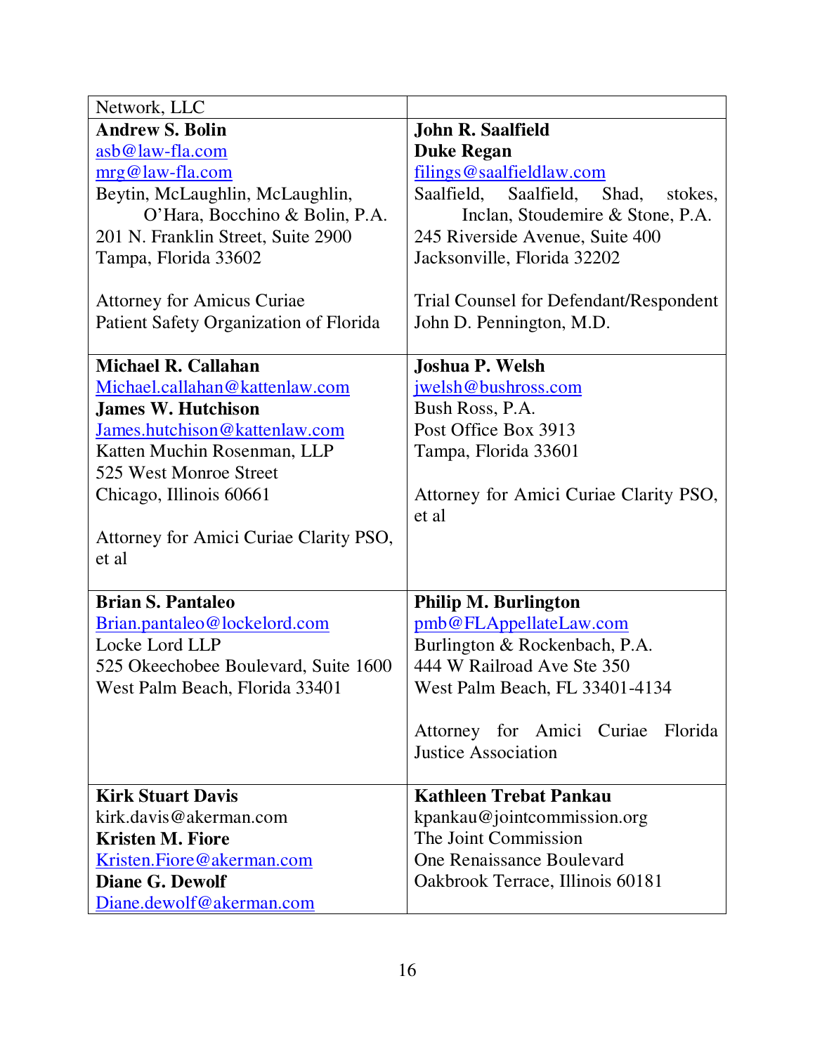| Network, LLC | |
|---|---|
| **Andrew S. Bolin**<br>asb@law-fla.com<br>mrg@law-fla.com<br>Beytin, McLaughlin, McLaughlin, O'Hara, Bocchino & Bolin, P.A.<br>201 N. Franklin Street, Suite 2900<br>Tampa, Florida 33602<br><br>Attorney for Amicus Curiae Patient Safety Organization of Florida | **John R. Saalfield**<br>**Duke Regan**<br>filings@saalfieldlaw.com<br>Saalfield, Saalfield, Shad, stokes, Inclan, Stoudemire & Stone, P.A.<br>245 Riverside Avenue, Suite 400<br>Jacksonville, Florida 32202<br><br>Trial Counsel for Defendant/Respondent John D. Pennington, M.D. |
| **Michael R. Callahan**<br>Michael.callahan@kattenlaw.com<br>**James W. Hutchison**<br>James.hutchison@kattenlaw.com<br>Katten Muchin Rosenman, LLP<br>525 West Monroe Street<br>Chicago, Illinois 60661<br><br>Attorney for Amici Curiae Clarity PSO, et al | **Joshua P. Welsh**<br>jwelsh@bushross.com<br>Bush Ross, P.A.<br>Post Office Box 3913<br>Tampa, Florida 33601<br><br>Attorney for Amici Curiae Clarity PSO, et al |
| **Brian S. Pantaleo**<br>Brian.pantaleo@lockelord.com<br>Locke Lord LLP<br>525 Okeechobee Boulevard, Suite 1600<br>West Palm Beach, Florida 33401 | **Philip M. Burlington**<br>pmb@FLAppellateLaw.com<br>Burlington & Rockenbach, P.A.<br>444 W Railroad Ave Ste 350<br>West Palm Beach, FL 33401-4134<br><br>Attorney for Amici Curiae Florida Justice Association |
| **Kirk Stuart Davis**<br>kirk.davis@akerman.com<br>**Kristen M. Fiore**<br>Kristen.Fiore@akerman.com<br>**Diane G. Dewolf**<br>Diane.dewolf@akerman.com | **Kathleen Trebat Pankau**<br>kpankau@jointcommission.org<br>The Joint Commission<br>One Renaissance Boulevard<br>Oakbrook Terrace, Illinois 60181 |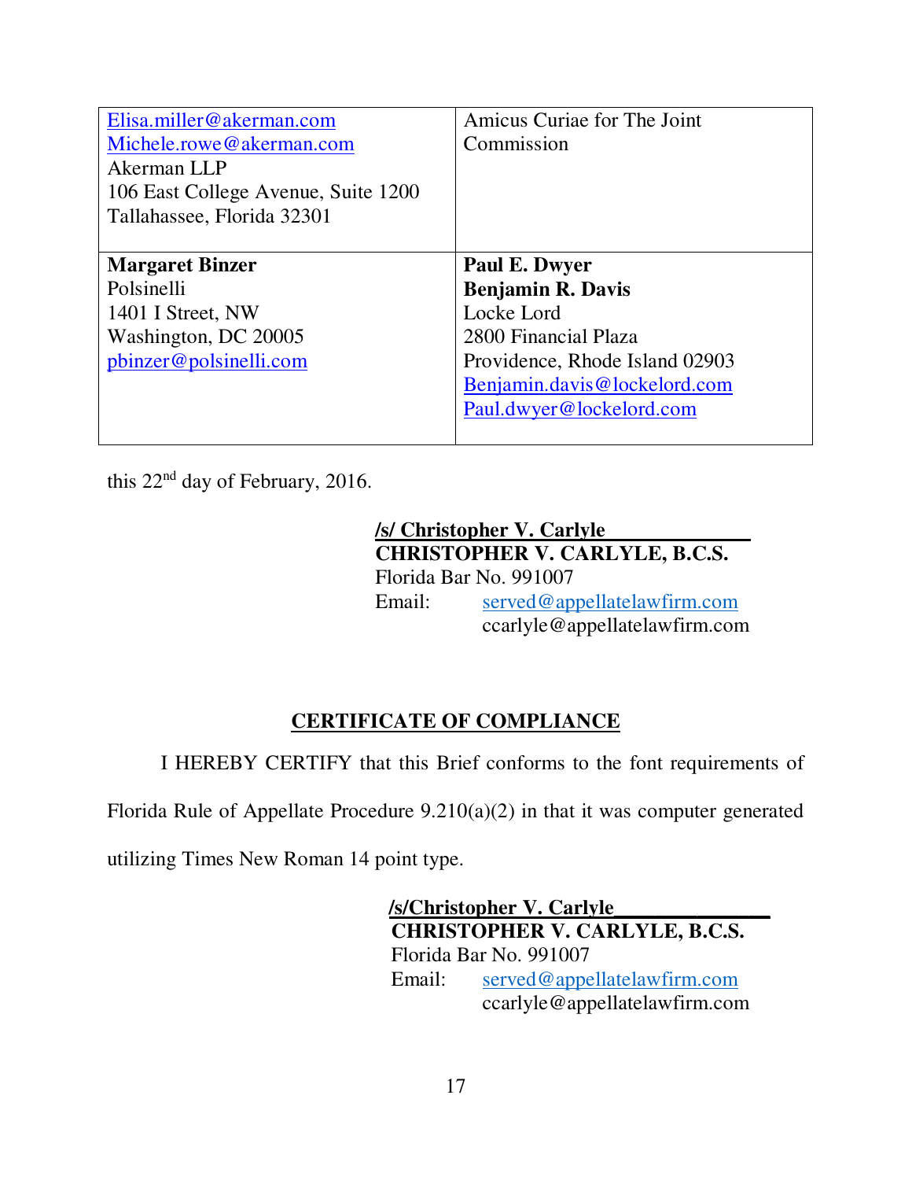| | |
|---|---|
| Elisa.miller@akerman.com<br>Michele.rowe@akerman.com<br>Akerman LLP<br>106 East College Avenue, Suite 1200<br>Tallahassee, Florida 32301 | Amicus Curiae for The Joint Commission |
| **Margaret Binzer**<br>Polsinelli<br>1401 I Street, NW<br>Washington, DC 20005<br>pbinzer@polsinelli.com | **Paul E. Dwyer**<br>**Benjamin R. Davis**<br>Locke Lord<br>2800 Financial Plaza<br>Providence, Rhode Island 02903<br>Benjamin.davis@lockelord.com<br>Paul.dwyer@lockelord.com |

this 22nd day of February, 2016.

**/s/ Christopher V. Carlyle**  
**CHRISTOPHER V. CARLYLE, B.C.S.**  
Florida Bar No. 991007  
Email: served@appellatelawfirm.com  
ccarlyle@appellatelawfirm.com

## CERTIFICATE OF COMPLIANCE

I HEREBY CERTIFY that this Brief conforms to the font requirements of Florida Rule of Appellate Procedure 9.210(a)(2) in that it was computer generated utilizing Times New Roman 14 point type.

**/s/Christopher V. Carlyle**  
**CHRISTOPHER V. CARLYLE, B.C.S.**  
Florida Bar No. 991007  
Email: served@appellatelawfirm.com  
ccarlyle@appellatelawfirm.com